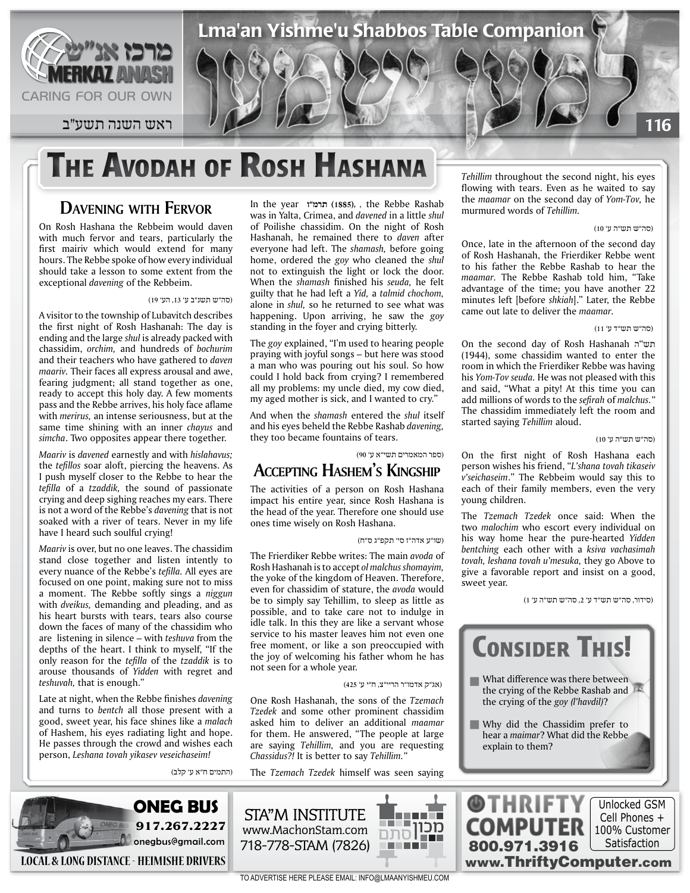# The Avodah of Rosh Hashana

## Davening with Fervor

On Rosh Hashana the Rebbeim would daven with much fervor and tears, particularly the first mairiv which would extend for many hours. The Rebbe spoke of how every individual should take a lesson to some extent from the exceptional *davening* of the Rebbeim.

(סה"ש תשנ"ב ע' 13, הע' 19)

A visitor to the township of Lubavitch describes the first night of Rosh Hashanah: The day is ending and the large *shul* is already packed with chassidim, *orchim,* and hundreds of *bochurim* and their teachers who have gathered to *daven maariv*. Their faces all express arousal and awe, fearing judgment; all stand together as one, ready to accept this holy day. A few moments pass and the Rebbe arrives, his holy face aflame with *merirus,* an intense seriousness, but at the same time shining with an inner *chayus* and *simcha*. Two opposites appear there together.

*Maariv* is *davened* earnestly and with *hislahavus;* the *tefillos* soar aloft, piercing the heavens. As I push myself closer to the Rebbe to hear the *tefilla* of a *tzaddik,* the sound of passionate crying and deep sighing reaches my ears. There is not a word of the Rebbe's *davening* that is not soaked with a river of tears. Never in my life have I heard such soulful crying!

*Maariv* is over, but no one leaves. The chassidim stand close together and listen intently to every nuance of the Rebbe's *tefilla.* All eyes are focused on one point, making sure not to miss a moment. The Rebbe softly sings a *niggun* with *dveikus,* demanding and pleading, and as his heart bursts with tears, tears also course down the faces of many of the chassidim who are listening in silence – with *teshuva* from the depths of the heart. I think to myself, "If the only reason for the *tefilla* of the *tzaddik* is to arouse thousands of *Yidden* with regret and *teshuvah,* that is enough."

Late at night, when the Rebbe finishes *davening* and turns to *bentch* all those present with a good, sweet year, his face shines like a *malach* of Hashem, his eyes radiating light and hope. He passes through the crowd and wishes each person, *Leshana tovah yikasev veseichaseim!*

(התמים ח"א ע' קלב)

In the year **תרמ"ו (1885)**, , the Rebbe Rashab was in Yalta, Crimea, and *davened* in a little *shul* of Poilishe chassidim. On the night of Rosh Hashanah, he remained there to *daven* after everyone had left. The *shamash,* before going home, ordered the *goy* who cleaned the *shul* not to extinguish the light or lock the door. When the *shamash* finished his *seuda,* he felt guilty that he had left a *Yid,* a *talmid chochom,* alone in *shul,* so he returned to see what was happening. Upon arriving, he saw the *goy* standing in the foyer and crying bitterly.

The *goy* explained, "I'm used to hearing people praying with joyful songs – but here was stood a man who was pouring out his soul. So how could I hold back from crying? I remembered all my problems: my uncle died, my cow died, my aged mother is sick, and I wanted to cry."

And when the *shamash* entered the *shul* itself and his eyes beheld the Rebbe Rashab *davening,* they too became fountains of tears.

(ספר המאמרים תשי"א ע' 90)

## Accepting Hashem's Kingship

The activities of a person on Rosh Hashana impact his entire year, since Rosh Hashana is the head of the year. Therefore one should use ones time wisely on Rosh Hashana.

(שו"ע אדה"ז סי' תקפ"ד ס"ח)

The Frierdiker Rebbe writes: The main *avoda* of Rosh Hashanah is to accept *ol malchus shomayim,* the yoke of the kingdom of Heaven. Therefore, even for chassidim of stature, the *avoda* would be to simply say Tehillim, to sleep as little as possible, and to take care not to indulge in idle talk. In this they are like a servant whose service to his master leaves him not even one free moment, or like a son preoccupied with the joy of welcoming his father whom he has not seen for a whole year.

(אג"ק אדמו"ר הריי"צ, ח"י ע' 425)

One Rosh Hashanah, the sons of the *Tzemach Tzedek* and some other prominent chassidim asked him to deliver an additional *maamar* for them. He answered, "The people at large are saying *Tehillim,* and you are requesting *Chassidus?!* It is better to say *Tehillim."*

The *Tzemach Tzedek* himself was seen saying *Tehillim* throughout the second night, his eyes flowing with tears. Even as he waited to say the *maamar* on the second day of *Yom-Tov,* he murmured words of *Tehillim.*

(סה"ש תש"ה ע' 10)

Once, late in the afternoon of the second day of Rosh Hashanah, the Frierdiker Rebbe went to his father the Rebbe Rashab to hear the *maamar*. The Rebbe Rashab told him, "Take advantage of the time; you have another 22 minutes left [before *shkiah*]." Later, the Rebbe came out late to deliver the *maamar.*

(סה"ש תש"ד ע' 11)

On the second day of Rosh Hashanah תש"ה (1944), some chassidim wanted to enter the room in which the Frierdiker Rebbe was having his *Yom-Tov seuda.* He was not pleased with this and said, "What a pity! At this time you can add millions of words to the *sefirah* of *malchus."* The chassidim immediately left the room and started saying *Tehillim* aloud.

(סה"ש תש"ה ע' 10)

On the first night of Rosh Hashana each person wishes his friend, "*L'shana tovah tikaseiv v'seichaseim*." The Rebbeim would say this to each of their family members, even the very young children.

The *Tzemach Tzedek* once said: When the two *malochim* who escort every individual on his way home hear the pure-hearted *Yidden bentching* each other with a *ksiva vachasimah tovah, leshana tovah u'mesuka,* they go Above to give a favorable report and insist on a good, sweet year.

(סידור, סה"ש תש"ד ע' 2, סה"ש תש"ה ע' 1)

## Consider This!

- What difference was there between the crying of the Rebbe Rashab and the crying of the *goy (l'havdil)*?
- Why did the Chassidim prefer to hear a *maimar*? What did the Rebbe explain to them?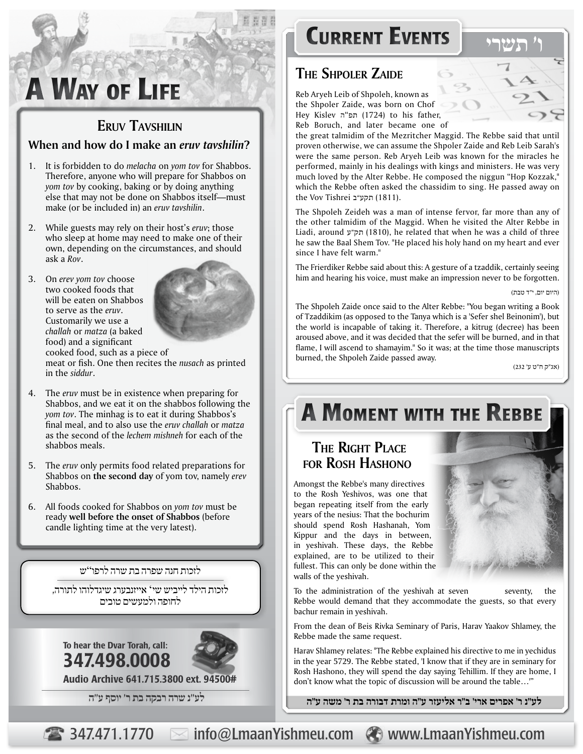# A Way of Life

## Eruv Tavshilin

### When and how do I make an *eruv tavshilin*?

1. It is forbidden to do *melacha* on *yom tov* for Shabbos. Therefore, anyone who will prepare for Shabbos on *yom tov* by cooking, baking or by doing anything else that may not be done on Shabbos itself—must make (or be included in) an *eruv tavshilin*.
2. While guests may rely on their host's *eruv*; those who sleep at home may need to make one of their own, depending on the circumstances, and should ask a *Rov*.
3. On *erev yom tov* choose two cooked foods that will be eaten on Shabbos to serve as the *eruv*. Customarily we use a *challah* or *matza* (a baked food) and a significant cooked food, such as a piece of meat or fish. One then recites the *nusach* as printed in the *siddur*.
4. The *eruv* must be in existence when preparing for Shabbos, and we eat it on the shabbos following the *yom tov*. The minhag is to eat it during Shabbos's final meal, and to also use the *eruv challah* or *matza* as the second of the *lechem mishneh* for each of the shabbos meals.
5. The *eruv* only permits food related preparations for Shabbos on **the second day** of yom tov, namely *erev* Shabbos.
6. All foods cooked for Shabbos on *yom tov* must be ready **well before the onset of Shabbos** (before candle lighting time at the very latest).

לזכות חנה שפרה בת שרה לרפו"ש

לזכות הילד לייביש שי' אייזנבערג שיגדלוהו לתורה, לחופה ולמעשים טובים

To hear the Dvar Torah, call:
**347.498.0008**
Audio Archive 641.715.3800 ext. 94500#

לע"נ שרה רבקה בת ר' יוסף ע"ה

# Current Events

ו' תשרי

## The Shpoler Zaide

Reb Aryeh Leib of Shpoleh, known as the Shpoler Zaide, was born on Chof Hey Kislev תפ"ה (1724) to his father, Reb Boruch, and later became one of the great talmidim of the Mezritcher Maggid. The Rebbe said that until proven otherwise, we can assume the Shpoler Zaide and Reb Leib Sarah's were the same person. Reb Aryeh Leib was known for the miracles he performed, mainly in his dealings with kings and ministers. He was very much loved by the Alter Rebbe. He composed the niggun "Hop Kozzak," which the Rebbe often asked the chassidim to sing. He passed away on the Vov Tishrei תקע"ב (1811).

The Shpoleh Zeideh was a man of intense fervor, far more than any of the other talmidim of the Maggid. When he visited the Alter Rebbe in Liadi, around תק"ע (1810), he related that when he was a child of three he saw the Baal Shem Tov. "He placed his holy hand on my heart and ever since I have felt warm."

The Frierdiker Rebbe said about this: A gesture of a tzaddik, certainly seeing him and hearing his voice, must make an impression never to be forgotten.

(היום יום, י"ד טבת)

The Shpoleh Zaide once said to the Alter Rebbe: "You began writing a Book of Tzaddikim (as opposed to the Tanya which is a 'Sefer shel Beinonim'), but the world is incapable of taking it. Therefore, a kitrug (decree) has been aroused above, and it was decided that the sefer will be burned, and in that flame, I will ascend to shamayim." So it was; at the time those manuscripts burned, the Shpoleh Zaide passed away.

(אג"ק ח"ט ע' 232)

# A Moment with the Rebbe

## The Right Place for Rosh Hashono

Amongst the Rebbe's many directives to the Rosh Yeshivos, was one that began repeating itself from the early years of the nesius: That the bochurim should spend Rosh Hashanah, Yom Kippur and the days in between, in yeshivah. These days, the Rebbe explained, are to be utilized to their fullest. This can only be done within the walls of the yeshivah.

To the administration of the yeshivah at seven seventy, the Rebbe would demand that they accommodate the guests, so that every bachur remain in yeshivah.

From the dean of Beis Rivka Seminary of Paris, Harav Yaakov Shlamey, the Rebbe made the same request.

Harav Shlamey relates: "The Rebbe explained his directive to me in yechidus in the year 5729. The Rebbe stated, 'I know that if they are in seminary for Rosh Hashono, they will spend the day saying Tehillim. If they are home, I don't know what the topic of discussion will be around the table…'"

לע"נ ר' אפרים ארי' ב"ר אליעזר ע"ה ומרת דבורה בת ר' משה ע"ה

347.471.1770 info@LmaanYishmeu.com www.LmaanYishmeu.com